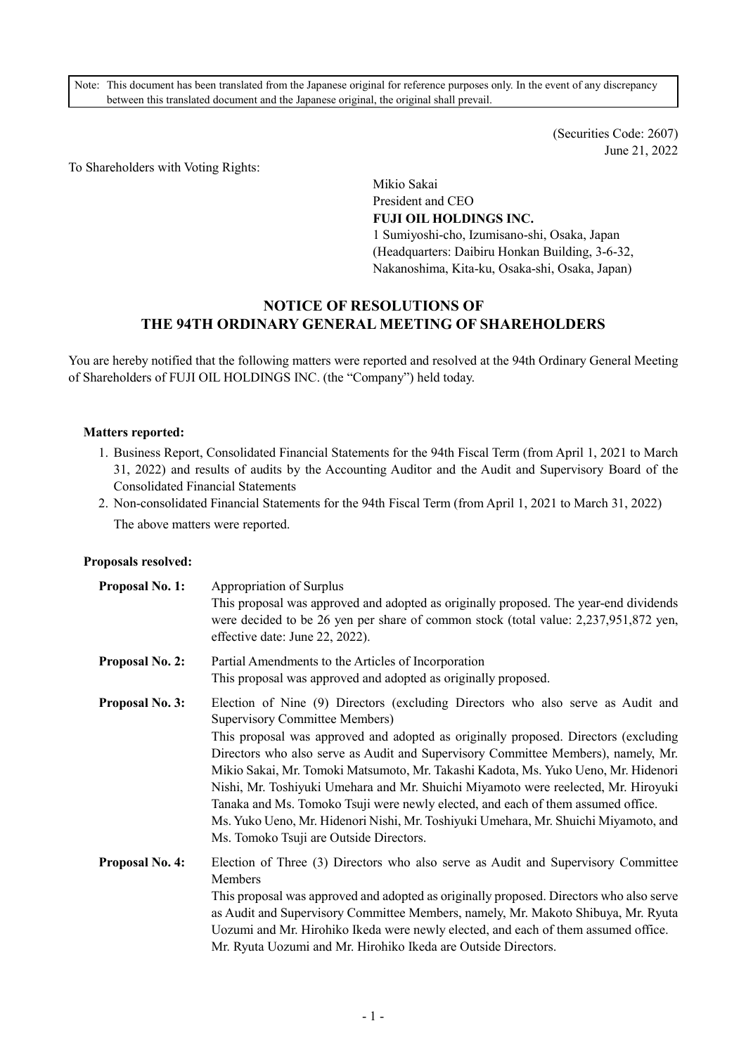Note: This document has been translated from the Japanese original for reference purposes only. In the event of any discrepancy between this translated document and the Japanese original, the original shall prevail.

(Securities Code: 2607)
June 21, 2022

To Shareholders with Voting Rights:

Mikio Sakai
President and CEO
**FUJI OIL HOLDINGS INC.**
1 Sumiyoshi-cho, Izumisano-shi, Osaka, Japan
(Headquarters: Daibiru Honkan Building, 3-6-32, Nakanoshima, Kita-ku, Osaka-shi, Osaka, Japan)

# NOTICE OF RESOLUTIONS OF THE 94TH ORDINARY GENERAL MEETING OF SHAREHOLDERS

You are hereby notified that the following matters were reported and resolved at the 94th Ordinary General Meeting of Shareholders of FUJI OIL HOLDINGS INC. (the "Company") held today.

**Matters reported:**

1. Business Report, Consolidated Financial Statements for the 94th Fiscal Term (from April 1, 2021 to March 31, 2022) and results of audits by the Accounting Auditor and the Audit and Supervisory Board of the Consolidated Financial Statements
2. Non-consolidated Financial Statements for the 94th Fiscal Term (from April 1, 2021 to March 31, 2022)

The above matters were reported.

**Proposals resolved:**

**Proposal No. 1:** Appropriation of Surplus
This proposal was approved and adopted as originally proposed. The year-end dividends were decided to be 26 yen per share of common stock (total value: 2,237,951,872 yen, effective date: June 22, 2022).

**Proposal No. 2:** Partial Amendments to the Articles of Incorporation
This proposal was approved and adopted as originally proposed.

**Proposal No. 3:** Election of Nine (9) Directors (excluding Directors who also serve as Audit and Supervisory Committee Members)
This proposal was approved and adopted as originally proposed. Directors (excluding Directors who also serve as Audit and Supervisory Committee Members), namely, Mr. Mikio Sakai, Mr. Tomoki Matsumoto, Mr. Takashi Kadota, Ms. Yuko Ueno, Mr. Hidenori Nishi, Mr. Toshiyuki Umehara and Mr. Shuichi Miyamoto were reelected, Mr. Hiroyuki Tanaka and Ms. Tomoko Tsuji were newly elected, and each of them assumed office.
Ms. Yuko Ueno, Mr. Hidenori Nishi, Mr. Toshiyuki Umehara, Mr. Shuichi Miyamoto, and Ms. Tomoko Tsuji are Outside Directors.

**Proposal No. 4:** Election of Three (3) Directors who also serve as Audit and Supervisory Committee Members
This proposal was approved and adopted as originally proposed. Directors who also serve as Audit and Supervisory Committee Members, namely, Mr. Makoto Shibuya, Mr. Ryuta Uozumi and Mr. Hirohiko Ikeda were newly elected, and each of them assumed office.
Mr. Ryuta Uozumi and Mr. Hirohiko Ikeda are Outside Directors.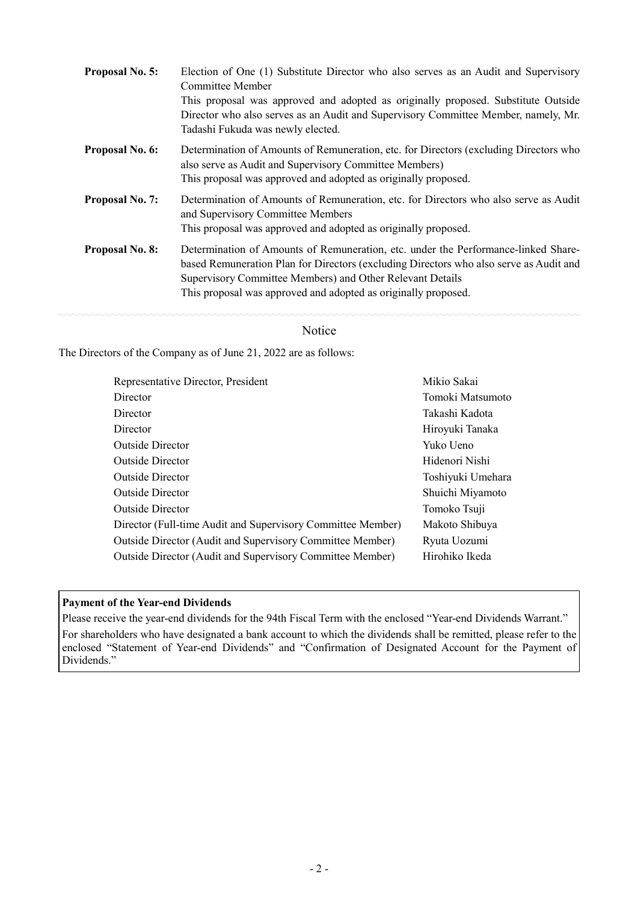**Proposal No. 5:** Election of One (1) Substitute Director who also serves as an Audit and Supervisory Committee Member

This proposal was approved and adopted as originally proposed. Substitute Outside Director who also serves as an Audit and Supervisory Committee Member, namely, Mr. Tadashi Fukuda was newly elected.

**Proposal No. 6:** Determination of Amounts of Remuneration, etc. for Directors (excluding Directors who also serve as Audit and Supervisory Committee Members)

This proposal was approved and adopted as originally proposed.

**Proposal No. 7:** Determination of Amounts of Remuneration, etc. for Directors who also serve as Audit and Supervisory Committee Members

This proposal was approved and adopted as originally proposed.

**Proposal No. 8:** Determination of Amounts of Remuneration, etc. under the Performance-linked Share-based Remuneration Plan for Directors (excluding Directors who also serve as Audit and Supervisory Committee Members) and Other Relevant Details

This proposal was approved and adopted as originally proposed.

---

## Notice

The Directors of the Company as of June 21, 2022 are as follows:

| | |
|---|---|
| Representative Director, President | Mikio Sakai |
| Director | Tomoki Matsumoto |
| Director | Takashi Kadota |
| Director | Hiroyuki Tanaka |
| Outside Director | Yuko Ueno |
| Outside Director | Hidenori Nishi |
| Outside Director | Toshiyuki Umehara |
| Outside Director | Shuichi Miyamoto |
| Outside Director | Tomoko Tsuji |
| Director (Full-time Audit and Supervisory Committee Member) | Makoto Shibuya |
| Outside Director (Audit and Supervisory Committee Member) | Ryuta Uozumi |
| Outside Director (Audit and Supervisory Committee Member) | Hirohiko Ikeda |

**Payment of the Year-end Dividends**

Please receive the year-end dividends for the 94th Fiscal Term with the enclosed "Year-end Dividends Warrant."

For shareholders who have designated a bank account to which the dividends shall be remitted, please refer to the enclosed "Statement of Year-end Dividends" and "Confirmation of Designated Account for the Payment of Dividends."